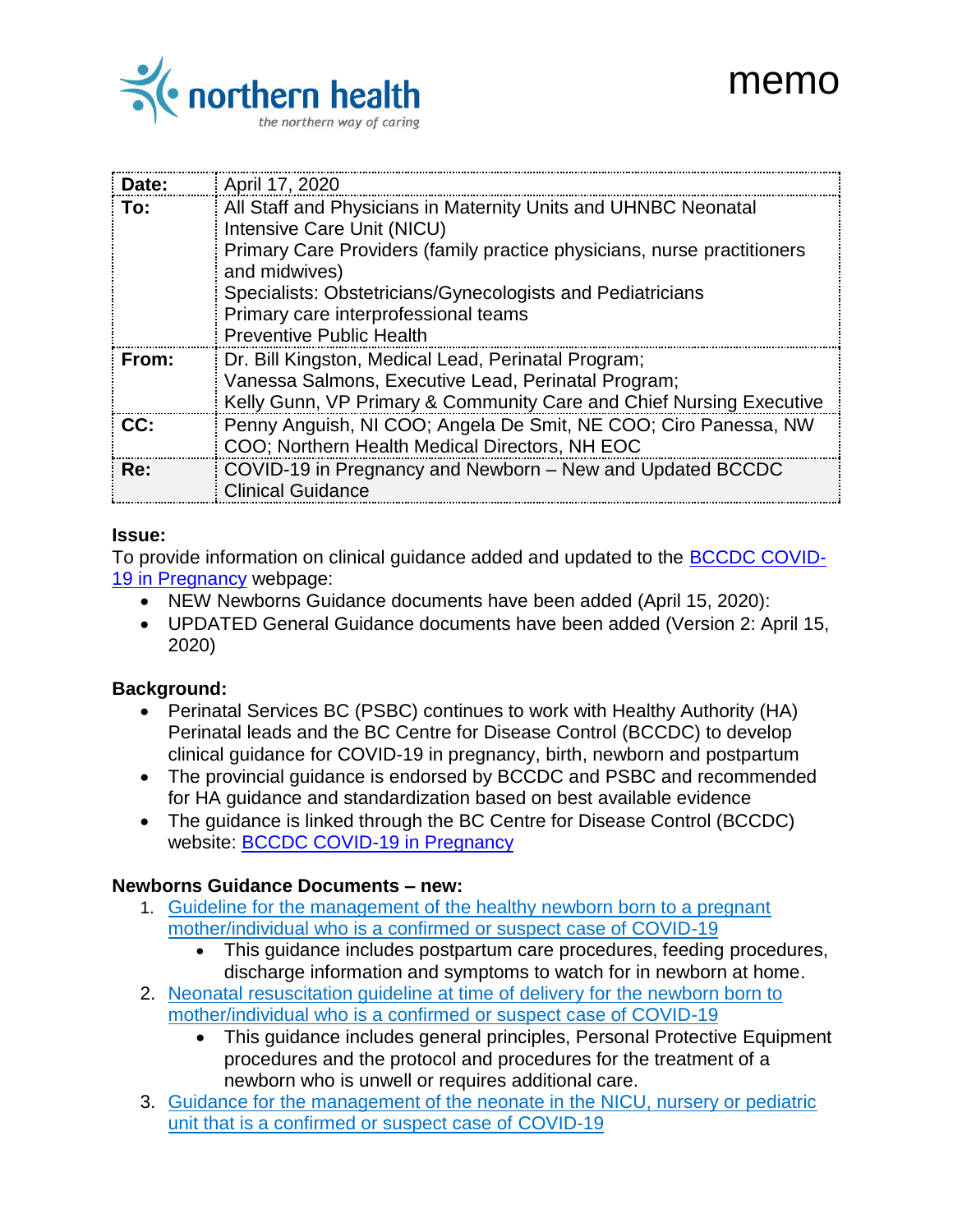# memo

northern health
*the northern way of caring*

| | |
|---|---|
| **Date:** | April 17, 2020 |
| **To:** | All Staff and Physicians in Maternity Units and UHNBC Neonatal Intensive Care Unit (NICU)<br>Primary Care Providers (family practice physicians, nurse practitioners and midwives)<br>Specialists: Obstetricians/Gynecologists and Pediatricians<br>Primary care interprofessional teams<br>Preventive Public Health |
| **From:** | Dr. Bill Kingston, Medical Lead, Perinatal Program;<br>Vanessa Salmons, Executive Lead, Perinatal Program;<br>Kelly Gunn, VP Primary & Community Care and Chief Nursing Executive |
| **CC:** | Penny Anguish, NI COO; Angela De Smit, NE COO; Ciro Panessa, NW COO; Northern Health Medical Directors, NH EOC |
| **Re:** | COVID-19 in Pregnancy and Newborn – New and Updated BCCDC Clinical Guidance |

**Issue:**

To provide information on clinical guidance added and updated to the BCCDC COVID-19 in Pregnancy webpage:

- NEW Newborns Guidance documents have been added (April 15, 2020):
- UPDATED General Guidance documents have been added (Version 2: April 15, 2020)

**Background:**

- Perinatal Services BC (PSBC) continues to work with Healthy Authority (HA) Perinatal leads and the BC Centre for Disease Control (BCCDC) to develop clinical guidance for COVID-19 in pregnancy, birth, newborn and postpartum
- The provincial guidance is endorsed by BCCDC and PSBC and recommended for HA guidance and standardization based on best available evidence
- The guidance is linked through the BC Centre for Disease Control (BCCDC) website: BCCDC COVID-19 in Pregnancy

**Newborns Guidance Documents – new:**

1. Guideline for the management of the healthy newborn born to a pregnant mother/individual who is a confirmed or suspect case of COVID-19
   - This guidance includes postpartum care procedures, feeding procedures, discharge information and symptoms to watch for in newborn at home.
2. Neonatal resuscitation guideline at time of delivery for the newborn born to mother/individual who is a confirmed or suspect case of COVID-19
   - This guidance includes general principles, Personal Protective Equipment procedures and the protocol and procedures for the treatment of a newborn who is unwell or requires additional care.
3. Guidance for the management of the neonate in the NICU, nursery or pediatric unit that is a confirmed or suspect case of COVID-19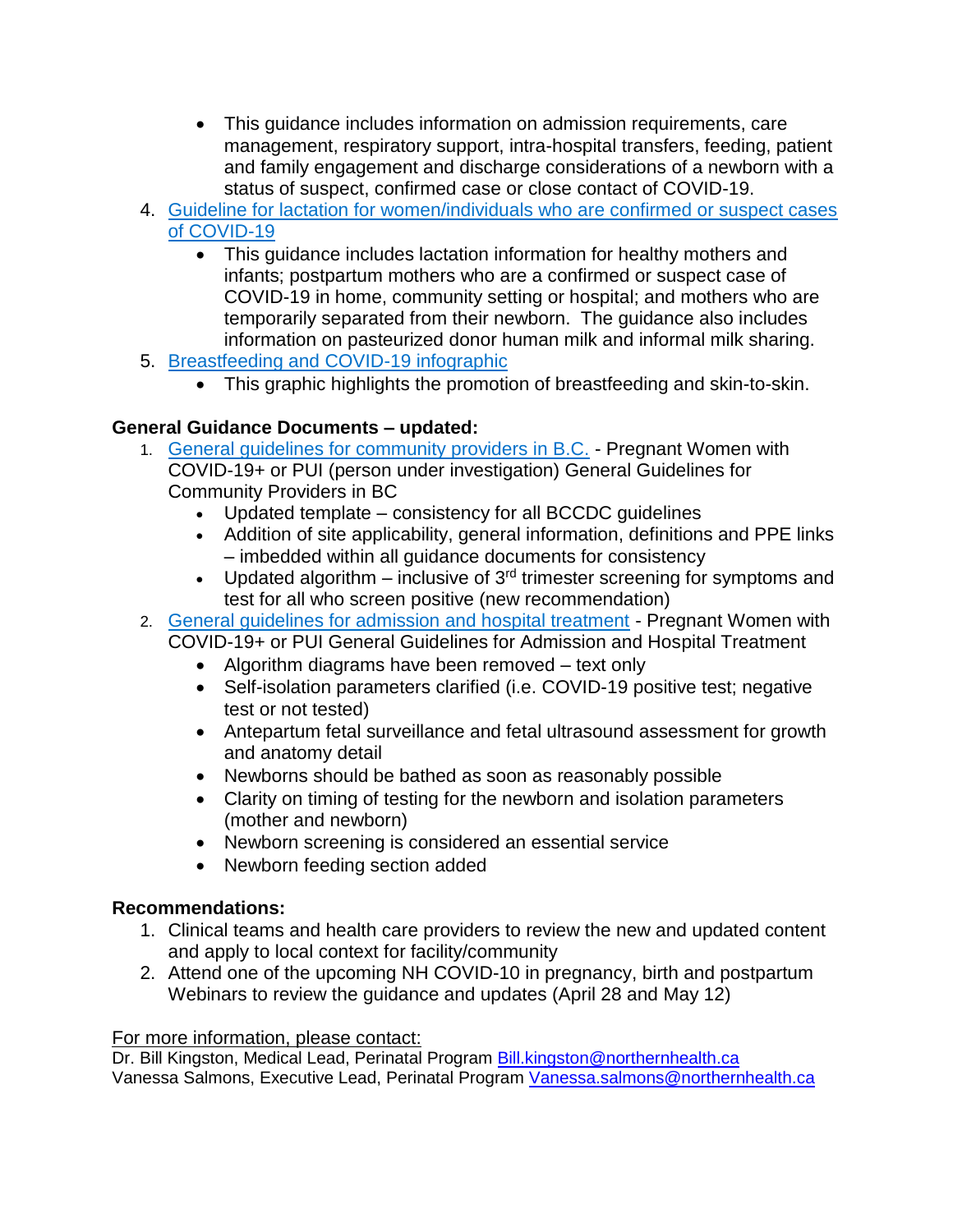- This guidance includes information on admission requirements, care management, respiratory support, intra-hospital transfers, feeding, patient and family engagement and discharge considerations of a newborn with a status of suspect, confirmed case or close contact of COVID-19.

4. Guideline for lactation for women/individuals who are confirmed or suspect cases of COVID-19
   - This guidance includes lactation information for healthy mothers and infants; postpartum mothers who are a confirmed or suspect case of COVID-19 in home, community setting or hospital; and mothers who are temporarily separated from their newborn. The guidance also includes information on pasteurized donor human milk and informal milk sharing.
5. Breastfeeding and COVID-19 infographic
   - This graphic highlights the promotion of breastfeeding and skin-to-skin.

**General Guidance Documents – updated:**

1. General guidelines for community providers in B.C. - Pregnant Women with COVID-19+ or PUI (person under investigation) General Guidelines for Community Providers in BC
   - Updated template – consistency for all BCCDC guidelines
   - Addition of site applicability, general information, definitions and PPE links – imbedded within all guidance documents for consistency
   - Updated algorithm – inclusive of 3rd trimester screening for symptoms and test for all who screen positive (new recommendation)
2. General guidelines for admission and hospital treatment - Pregnant Women with COVID-19+ or PUI General Guidelines for Admission and Hospital Treatment
   - Algorithm diagrams have been removed – text only
   - Self-isolation parameters clarified (i.e. COVID-19 positive test; negative test or not tested)
   - Antepartum fetal surveillance and fetal ultrasound assessment for growth and anatomy detail
   - Newborns should be bathed as soon as reasonably possible
   - Clarity on timing of testing for the newborn and isolation parameters (mother and newborn)
   - Newborn screening is considered an essential service
   - Newborn feeding section added

**Recommendations:**

1. Clinical teams and health care providers to review the new and updated content and apply to local context for facility/community
2. Attend one of the upcoming NH COVID-10 in pregnancy, birth and postpartum Webinars to review the guidance and updates (April 28 and May 12)

For more information, please contact:

Dr. Bill Kingston, Medical Lead, Perinatal Program Bill.kingston@northernhealth.ca
Vanessa Salmons, Executive Lead, Perinatal Program Vanessa.salmons@northernhealth.ca